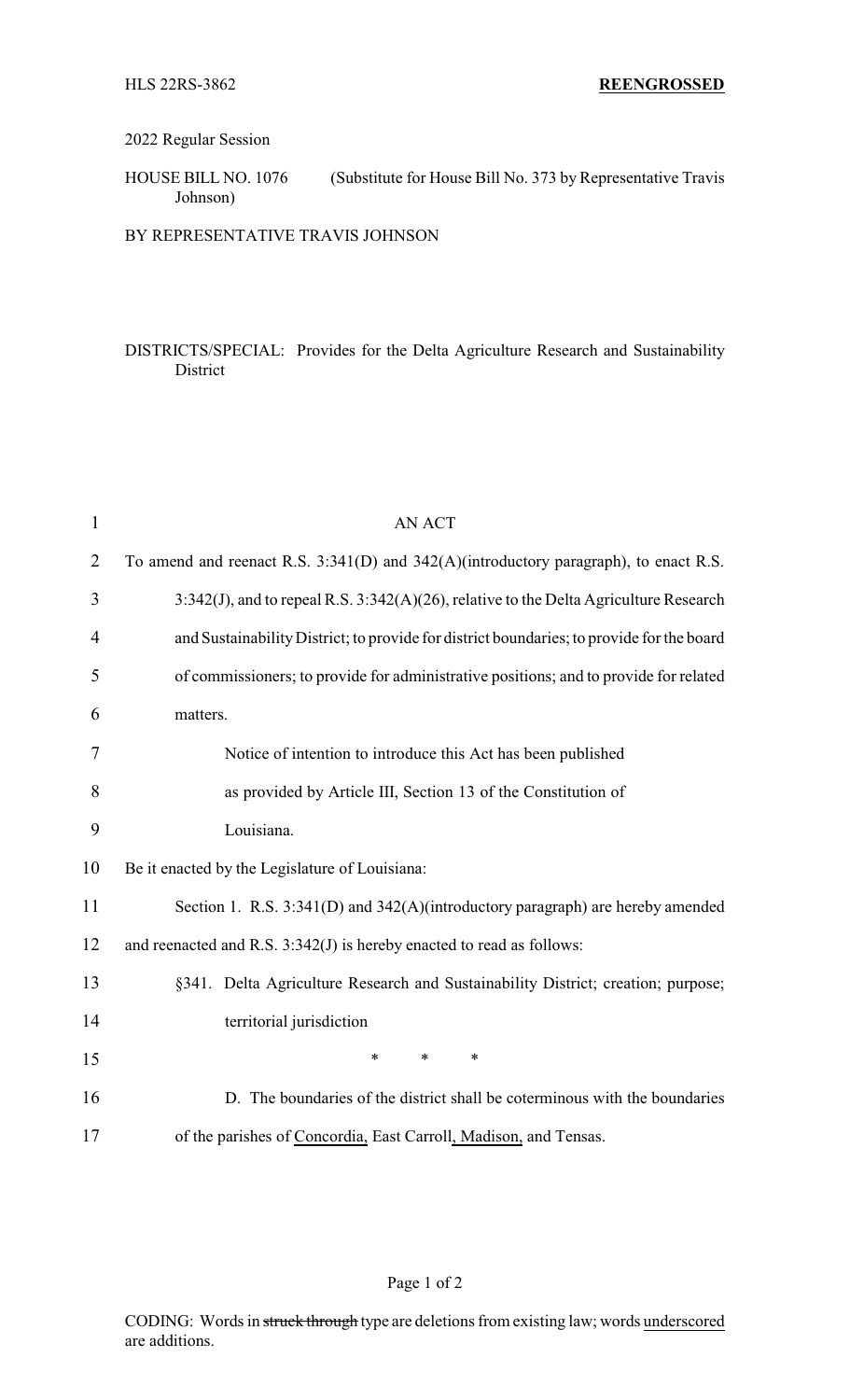HLS 22RS-3862 **REENGROSSED**

2022 Regular Session

HOUSE BILL NO. 1076 (Substitute for House Bill No. 373 by Representative Travis Johnson)

BY REPRESENTATIVE TRAVIS JOHNSON

DISTRICTS/SPECIAL: Provides for the Delta Agriculture Research and Sustainability District

AN ACT

To amend and reenact R.S. 3:341(D) and 342(A)(introductory paragraph), to enact R.S. 3:342(J), and to repeal R.S. 3:342(A)(26), relative to the Delta Agriculture Research and Sustainability District; to provide for district boundaries; to provide for the board of commissioners; to provide for administrative positions; and to provide for related matters.

Notice of intention to introduce this Act has been published as provided by Article III, Section 13 of the Constitution of Louisiana.

Be it enacted by the Legislature of Louisiana:

Section 1. R.S. 3:341(D) and 342(A)(introductory paragraph) are hereby amended and reenacted and R.S. 3:342(J) is hereby enacted to read as follows:

§341. Delta Agriculture Research and Sustainability District; creation; purpose; territorial jurisdiction

\* \* \*

D. The boundaries of the district shall be coterminous with the boundaries of the parishes of <u>Concordia,</u> East Carroll<u>, Madison,</u> and Tensas.

CODING: Words in ~~struck through~~ type are deletions from existing law; words <u>underscored</u> are additions.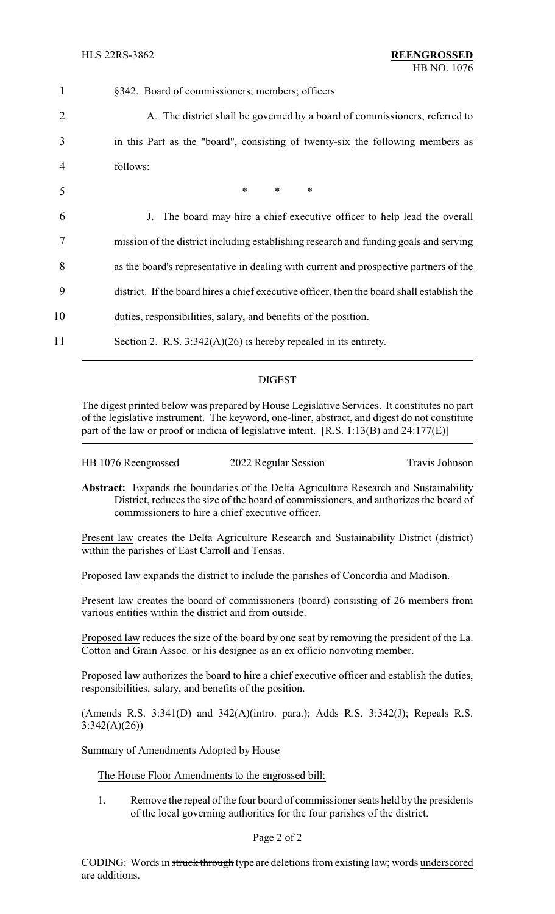§342. Board of commissioners; members; officers

A. The district shall be governed by a board of commissioners, referred to in this Part as the "board", consisting of ~~twenty-six~~ the following members ~~as follows~~:

\* \* \*

J. The board may hire a chief executive officer to help lead the overall mission of the district including establishing research and funding goals and serving as the board's representative in dealing with current and prospective partners of the district. If the board hires a chief executive officer, then the board shall establish the duties, responsibilities, salary, and benefits of the position.

Section 2. R.S. 3:342(A)(26) is hereby repealed in its entirety.

---

## DIGEST

The digest printed below was prepared by House Legislative Services. It constitutes no part of the legislative instrument. The keyword, one-liner, abstract, and digest do not constitute part of the law or proof or indicia of legislative intent. [R.S. 1:13(B) and 24:177(E)]

HB 1076 Reengrossed 2022 Regular Session Travis Johnson

**Abstract:** Expands the boundaries of the Delta Agriculture Research and Sustainability District, reduces the size of the board of commissioners, and authorizes the board of commissioners to hire a chief executive officer.

Present law creates the Delta Agriculture Research and Sustainability District (district) within the parishes of East Carroll and Tensas.

Proposed law expands the district to include the parishes of Concordia and Madison.

Present law creates the board of commissioners (board) consisting of 26 members from various entities within the district and from outside.

Proposed law reduces the size of the board by one seat by removing the president of the La. Cotton and Grain Assoc. or his designee as an ex officio nonvoting member.

Proposed law authorizes the board to hire a chief executive officer and establish the duties, responsibilities, salary, and benefits of the position.

(Amends R.S. 3:341(D) and 342(A)(intro. para.); Adds R.S. 3:342(J); Repeals R.S. 3:342(A)(26))

Summary of Amendments Adopted by House

The House Floor Amendments to the engrossed bill:

1. Remove the repeal of the four board of commissioner seats held by the presidents of the local governing authorities for the four parishes of the district.

CODING: Words in ~~struck through~~ type are deletions from existing law; words underscored are additions.